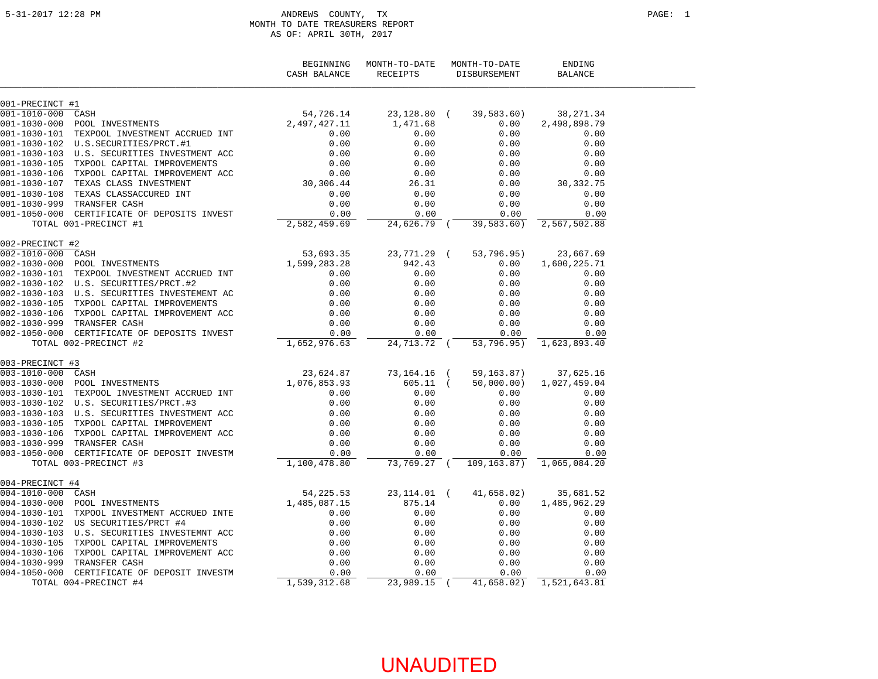# ANDREWS COUNTY, TX

## MONTH TO DATE TREASURERS REPORT

### AS OF: APRIL 30TH, 2017

5-31-2017 12:28 PM

| | BEGINNING CASH BALANCE | MONTH-TO-DATE RECEIPTS | MONTH-TO-DATE DISBURSEMENT | ENDING BALANCE |
|---|---|---|---|---|
| **001-PRECINCT #1** | | | | |
| 001-1010-000 CASH | 54,726.14 | 23,128.80 | (39,583.60) | 38,271.34 |
| 001-1030-000 POOL INVESTMENTS | 2,497,427.11 | 1,471.68 | 0.00 | 2,498,898.79 |
| 001-1030-101 TEXPOOL INVESTMENT ACCRUED INT | 0.00 | 0.00 | 0.00 | 0.00 |
| 001-1030-102 U.S.SECURITIES/PRCT.#1 | 0.00 | 0.00 | 0.00 | 0.00 |
| 001-1030-103 U.S. SECURITIES INVESTMENT ACC | 0.00 | 0.00 | 0.00 | 0.00 |
| 001-1030-105 TXPOOL CAPITAL IMPROVEMENTS | 0.00 | 0.00 | 0.00 | 0.00 |
| 001-1030-106 TXPOOL CAPITAL IMPROVEMENT ACC | 0.00 | 0.00 | 0.00 | 0.00 |
| 001-1030-107 TEXAS CLASS INVESTMENT | 30,306.44 | 26.31 | 0.00 | 30,332.75 |
| 001-1030-108 TEXAS CLASSACCURED INT | 0.00 | 0.00 | 0.00 | 0.00 |
| 001-1030-999 TRANSFER CASH | 0.00 | 0.00 | 0.00 | 0.00 |
| 001-1050-000 CERTIFICATE OF DEPOSITS INVEST | 0.00 | 0.00 | 0.00 | 0.00 |
| TOTAL 001-PRECINCT #1 | 2,582,459.69 | 24,626.79 | (39,583.60) | 2,567,502.88 |
| **002-PRECINCT #2** | | | | |
| 002-1010-000 CASH | 53,693.35 | 23,771.29 | (53,796.95) | 23,667.69 |
| 002-1030-000 POOL INVESTMENTS | 1,599,283.28 | 942.43 | 0.00 | 1,600,225.71 |
| 002-1030-101 TEXPOOL INVESTMENT ACCRUED INT | 0.00 | 0.00 | 0.00 | 0.00 |
| 002-1030-102 U.S. SECURITIES/PRCT.#2 | 0.00 | 0.00 | 0.00 | 0.00 |
| 002-1030-103 U.S. SECURITIES INVESTEMENT AC | 0.00 | 0.00 | 0.00 | 0.00 |
| 002-1030-105 TXPOOL CAPITAL IMPROVEMENTS | 0.00 | 0.00 | 0.00 | 0.00 |
| 002-1030-106 TXPOOL CAPITAL IMPROVEMENT ACC | 0.00 | 0.00 | 0.00 | 0.00 |
| 002-1030-999 TRANSFER CASH | 0.00 | 0.00 | 0.00 | 0.00 |
| 002-1050-000 CERTIFICATE OF DEPOSITS INVEST | 0.00 | 0.00 | 0.00 | 0.00 |
| TOTAL 002-PRECINCT #2 | 1,652,976.63 | 24,713.72 | (53,796.95) | 1,623,893.40 |
| **003-PRECINCT #3** | | | | |
| 003-1010-000 CASH | 23,624.87 | 73,164.16 | (59,163.87) | 37,625.16 |
| 003-1030-000 POOL INVESTMENTS | 1,076,853.93 | 605.11 | (50,000.00) | 1,027,459.04 |
| 003-1030-101 TEXPOOL INVESTMENT ACCRUED INT | 0.00 | 0.00 | 0.00 | 0.00 |
| 003-1030-102 U.S. SECURITIES/PRCT.#3 | 0.00 | 0.00 | 0.00 | 0.00 |
| 003-1030-103 U.S. SECURITIES INVESTMENT ACC | 0.00 | 0.00 | 0.00 | 0.00 |
| 003-1030-105 TXPOOL CAPITAL IMPROVEMENT | 0.00 | 0.00 | 0.00 | 0.00 |
| 003-1030-106 TXPOOL CAPITAL IMPROVEMENT ACC | 0.00 | 0.00 | 0.00 | 0.00 |
| 003-1030-999 TRANSFER CASH | 0.00 | 0.00 | 0.00 | 0.00 |
| 003-1050-000 CERTIFICATE OF DEPOSIT INVESTM | 0.00 | 0.00 | 0.00 | 0.00 |
| TOTAL 003-PRECINCT #3 | 1,100,478.80 | 73,769.27 | (109,163.87) | 1,065,084.20 |
| **004-PRECINCT #4** | | | | |
| 004-1010-000 CASH | 54,225.53 | 23,114.01 | (41,658.02) | 35,681.52 |
| 004-1030-000 POOL INVESTMENTS | 1,485,087.15 | 875.14 | 0.00 | 1,485,962.29 |
| 004-1030-101 TXPOOL INVESTMENT ACCRUED INTE | 0.00 | 0.00 | 0.00 | 0.00 |
| 004-1030-102 US SECURITIES/PRCT #4 | 0.00 | 0.00 | 0.00 | 0.00 |
| 004-1030-103 U.S. SECURITIES INVESTEMNT ACC | 0.00 | 0.00 | 0.00 | 0.00 |
| 004-1030-105 TXPOOL CAPITAL IMPROVEMENTS | 0.00 | 0.00 | 0.00 | 0.00 |
| 004-1030-106 TXPOOL CAPITAL IMPROVEMENT ACC | 0.00 | 0.00 | 0.00 | 0.00 |
| 004-1030-999 TRANSFER CASH | 0.00 | 0.00 | 0.00 | 0.00 |
| 004-1050-000 CERTIFICATE OF DEPOSIT INVESTM | 0.00 | 0.00 | 0.00 | 0.00 |
| TOTAL 004-PRECINCT #4 | 1,539,312.68 | 23,989.15 | (41,658.02) | 1,521,643.81 |

UNAUDITED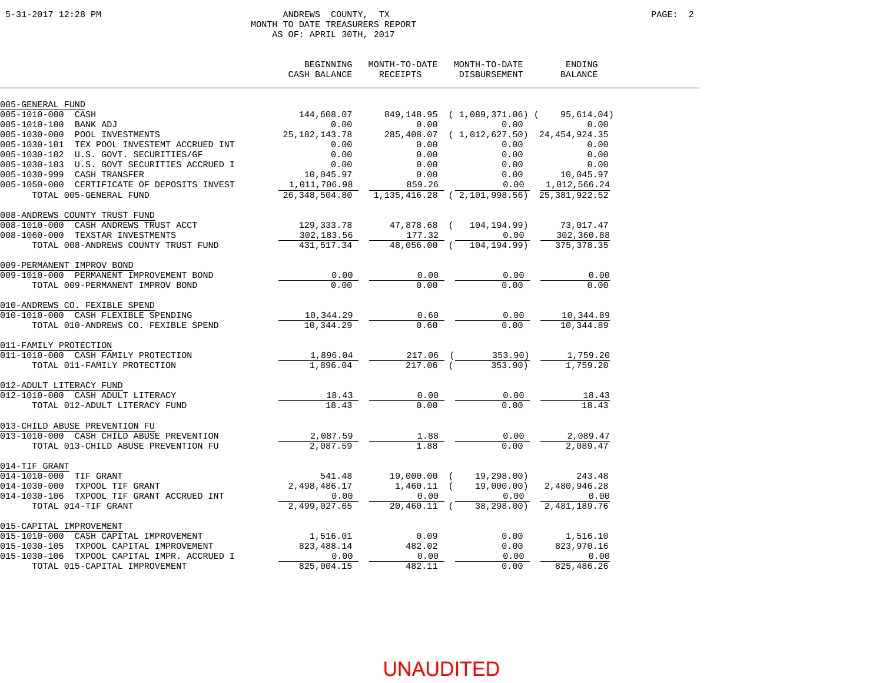ANDREWS COUNTY, TX
MONTH TO DATE TREASURERS REPORT
AS OF: APRIL 30TH, 2017

| | BEGINNING CASH BALANCE | MONTH-TO-DATE RECEIPTS | MONTH-TO-DATE DISBURSEMENT | ENDING BALANCE |
|---|---|---|---|---|
| **005-GENERAL FUND** | | | | |
| 005-1010-000 CASH | 144,608.07 | 849,148.95 | ( 1,089,371.06) | ( 95,614.04) |
| 005-1010-100 BANK ADJ | 0.00 | 0.00 | 0.00 | 0.00 |
| 005-1030-000 POOL INVESTMENTS | 25,182,143.78 | 285,408.07 | ( 1,012,627.50) | 24,454,924.35 |
| 005-1030-101 TEX POOL INVESTEMT ACCRUED INT | 0.00 | 0.00 | 0.00 | 0.00 |
| 005-1030-102 U.S. GOVT. SECURITIES/GF | 0.00 | 0.00 | 0.00 | 0.00 |
| 005-1030-103 U.S. GOVT SECURITIES ACCRUED I | 0.00 | 0.00 | 0.00 | 0.00 |
| 005-1030-999 CASH TRANSFER | 10,045.97 | 0.00 | 0.00 | 10,045.97 |
| 005-1050-000 CERTIFICATE OF DEPOSITS INVEST | 1,011,706.98 | 859.26 | 0.00 | 1,012,566.24 |
| TOTAL 005-GENERAL FUND | 26,348,504.80 | 1,135,416.28 | ( 2,101,998.56) | 25,381,922.52 |
| **008-ANDREWS COUNTY TRUST FUND** | | | | |
| 008-1010-000 CASH ANDREWS TRUST ACCT | 129,333.78 | 47,878.68 | ( 104,194.99) | 73,017.47 |
| 008-1060-000 TEXSTAR INVESTMENTS | 302,183.56 | 177.32 | 0.00 | 302,360.88 |
| TOTAL 008-ANDREWS COUNTY TRUST FUND | 431,517.34 | 48,056.00 | ( 104,194.99) | 375,378.35 |
| **009-PERMANENT IMPROV BOND** | | | | |
| 009-1010-000 PERMANENT IMPROVEMENT BOND | 0.00 | 0.00 | 0.00 | 0.00 |
| TOTAL 009-PERMANENT IMPROV BOND | 0.00 | 0.00 | 0.00 | 0.00 |
| **010-ANDREWS CO. FEXIBLE SPEND** | | | | |
| 010-1010-000 CASH FLEXIBLE SPENDING | 10,344.29 | 0.60 | 0.00 | 10,344.89 |
| TOTAL 010-ANDREWS CO. FEXIBLE SPEND | 10,344.29 | 0.60 | 0.00 | 10,344.89 |
| **011-FAMILY PROTECTION** | | | | |
| 011-1010-000 CASH FAMILY PROTECTION | 1,896.04 | 217.06 | ( 353.90) | 1,759.20 |
| TOTAL 011-FAMILY PROTECTION | 1,896.04 | 217.06 | ( 353.90) | 1,759.20 |
| **012-ADULT LITERACY FUND** | | | | |
| 012-1010-000 CASH ADULT LITERACY | 18.43 | 0.00 | 0.00 | 18.43 |
| TOTAL 012-ADULT LITERACY FUND | 18.43 | 0.00 | 0.00 | 18.43 |
| **013-CHILD ABUSE PREVENTION FU** | | | | |
| 013-1010-000 CASH CHILD ABUSE PREVENTION | 2,087.59 | 1.88 | 0.00 | 2,089.47 |
| TOTAL 013-CHILD ABUSE PREVENTION FU | 2,087.59 | 1.88 | 0.00 | 2,089.47 |
| **014-TIF GRANT** | | | | |
| 014-1010-000 TIF GRANT | 541.48 | 19,000.00 | ( 19,298.00) | 243.48 |
| 014-1030-000 TXPOOL TIF GRANT | 2,498,486.17 | 1,460.11 | ( 19,000.00) | 2,480,946.28 |
| 014-1030-106 TXPOOL TIF GRANT ACCRUED INT | 0.00 | 0.00 | 0.00 | 0.00 |
| TOTAL 014-TIF GRANT | 2,499,027.65 | 20,460.11 | ( 38,298.00) | 2,481,189.76 |
| **015-CAPITAL IMPROVEMENT** | | | | |
| 015-1010-000 CASH CAPITAL IMPROVEMENT | 1,516.01 | 0.09 | 0.00 | 1,516.10 |
| 015-1030-105 TXPOOL CAPITAL IMPROVEMENT | 823,488.14 | 482.02 | 0.00 | 823,970.16 |
| 015-1030-106 TXPOOL CAPITAL IMPR. ACCRUED I | 0.00 | 0.00 | 0.00 | 0.00 |
| TOTAL 015-CAPITAL IMPROVEMENT | 825,004.15 | 482.11 | 0.00 | 825,486.26 |

UNAUDITED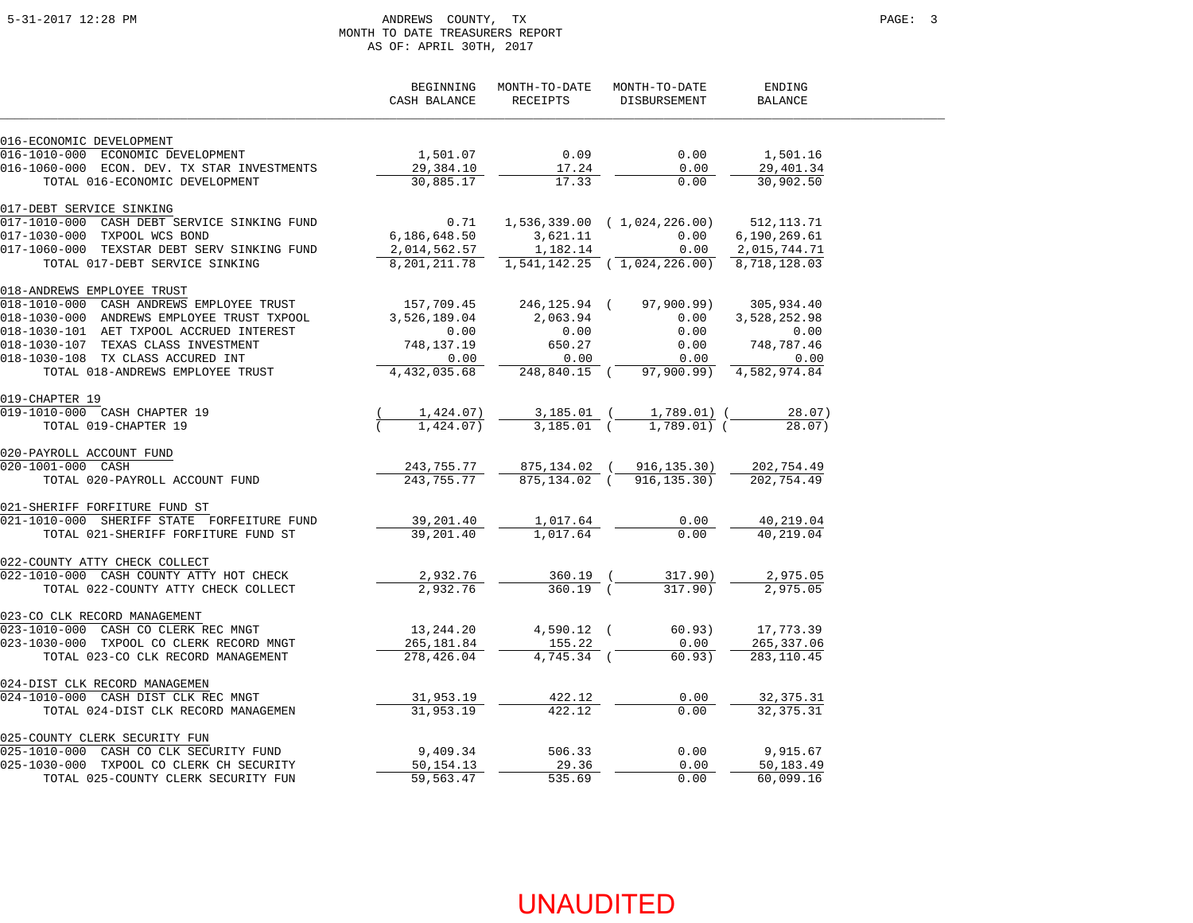ANDREWS COUNTY, TX
MONTH TO DATE TREASURERS REPORT
AS OF: APRIL 30TH, 2017

| | BEGINNING CASH BALANCE | MONTH-TO-DATE RECEIPTS | MONTH-TO-DATE DISBURSEMENT | ENDING BALANCE |
|---|---|---|---|---|
| **016-ECONOMIC DEVELOPMENT** | | | | |
| 016-1010-000 ECONOMIC DEVELOPMENT | 1,501.07 | 0.09 | 0.00 | 1,501.16 |
| 016-1060-000 ECON. DEV. TX STAR INVESTMENTS | 29,384.10 | 17.24 | 0.00 | 29,401.34 |
| TOTAL 016-ECONOMIC DEVELOPMENT | 30,885.17 | 17.33 | 0.00 | 30,902.50 |
| **017-DEBT SERVICE SINKING** | | | | |
| 017-1010-000 CASH DEBT SERVICE SINKING FUND | 0.71 | 1,536,339.00 | ( 1,024,226.00) | 512,113.71 |
| 017-1030-000 TXPOOL WCS BOND | 6,186,648.50 | 3,621.11 | 0.00 | 6,190,269.61 |
| 017-1060-000 TEXSTAR DEBT SERV SINKING FUND | 2,014,562.57 | 1,182.14 | 0.00 | 2,015,744.71 |
| TOTAL 017-DEBT SERVICE SINKING | 8,201,211.78 | 1,541,142.25 | ( 1,024,226.00) | 8,718,128.03 |
| **018-ANDREWS EMPLOYEE TRUST** | | | | |
| 018-1010-000 CASH ANDREWS EMPLOYEE TRUST | 157,709.45 | 246,125.94 | ( 97,900.99) | 305,934.40 |
| 018-1030-000 ANDREWS EMPLOYEE TRUST TXPOOL | 3,526,189.04 | 2,063.94 | 0.00 | 3,528,252.98 |
| 018-1030-101 AET TXPOOL ACCRUED INTEREST | 0.00 | 0.00 | 0.00 | 0.00 |
| 018-1030-107 TEXAS CLASS INVESTMENT | 748,137.19 | 650.27 | 0.00 | 748,787.46 |
| 018-1030-108 TX CLASS ACCURED INT | 0.00 | 0.00 | 0.00 | 0.00 |
| TOTAL 018-ANDREWS EMPLOYEE TRUST | 4,432,035.68 | 248,840.15 | ( 97,900.99) | 4,582,974.84 |
| **019-CHAPTER 19** | | | | |
| 019-1010-000 CASH CHAPTER 19 | ( 1,424.07) | 3,185.01 | ( 1,789.01) | ( 28.07) |
| TOTAL 019-CHAPTER 19 | ( 1,424.07) | 3,185.01 | ( 1,789.01) | ( 28.07) |
| **020-PAYROLL ACCOUNT FUND** | | | | |
| 020-1001-000 CASH | 243,755.77 | 875,134.02 | ( 916,135.30) | 202,754.49 |
| TOTAL 020-PAYROLL ACCOUNT FUND | 243,755.77 | 875,134.02 | ( 916,135.30) | 202,754.49 |
| **021-SHERIFF FORFITURE FUND ST** | | | | |
| 021-1010-000 SHERIFF STATE FORFEITURE FUND | 39,201.40 | 1,017.64 | 0.00 | 40,219.04 |
| TOTAL 021-SHERIFF FORFITURE FUND ST | 39,201.40 | 1,017.64 | 0.00 | 40,219.04 |
| **022-COUNTY ATTY CHECK COLLECT** | | | | |
| 022-1010-000 CASH COUNTY ATTY HOT CHECK | 2,932.76 | 360.19 | ( 317.90) | 2,975.05 |
| TOTAL 022-COUNTY ATTY CHECK COLLECT | 2,932.76 | 360.19 | ( 317.90) | 2,975.05 |
| **023-CO CLK RECORD MANAGEMENT** | | | | |
| 023-1010-000 CASH CO CLERK REC MNGT | 13,244.20 | 4,590.12 | ( 60.93) | 17,773.39 |
| 023-1030-000 TXPOOL CO CLERK RECORD MNGT | 265,181.84 | 155.22 | 0.00 | 265,337.06 |
| TOTAL 023-CO CLK RECORD MANAGEMENT | 278,426.04 | 4,745.34 | ( 60.93) | 283,110.45 |
| **024-DIST CLK RECORD MANAGEMEN** | | | | |
| 024-1010-000 CASH DIST CLK REC MNGT | 31,953.19 | 422.12 | 0.00 | 32,375.31 |
| TOTAL 024-DIST CLK RECORD MANAGEMEN | 31,953.19 | 422.12 | 0.00 | 32,375.31 |
| **025-COUNTY CLERK SECURITY FUN** | | | | |
| 025-1010-000 CASH CO CLK SECURITY FUND | 9,409.34 | 506.33 | 0.00 | 9,915.67 |
| 025-1030-000 TXPOOL CO CLERK CH SECURITY | 50,154.13 | 29.36 | 0.00 | 50,183.49 |
| TOTAL 025-COUNTY CLERK SECURITY FUN | 59,563.47 | 535.69 | 0.00 | 60,099.16 |

UNAUDITED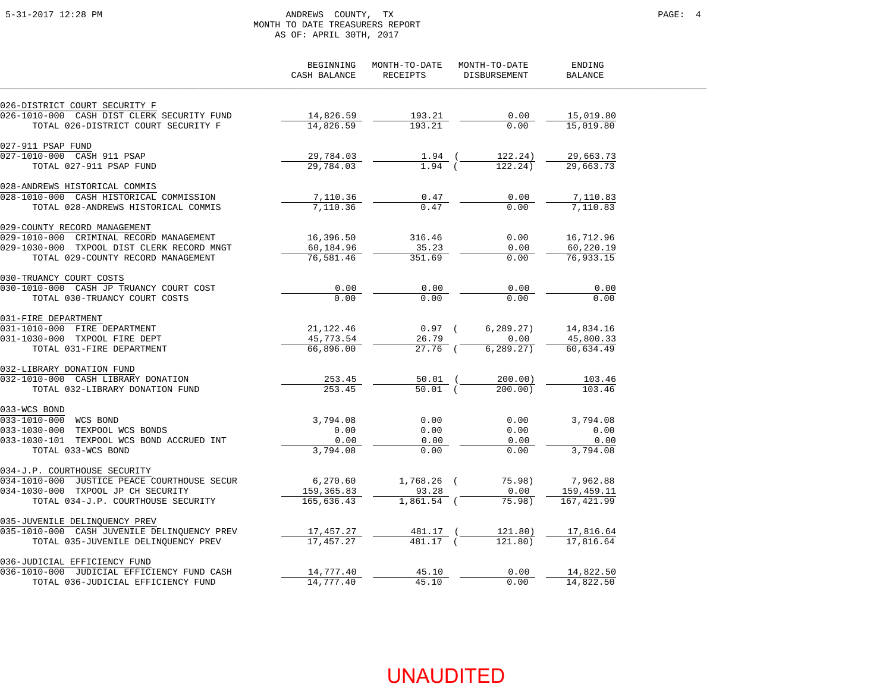ANDREWS COUNTY, TX
MONTH TO DATE TREASURERS REPORT
AS OF: APRIL 30TH, 2017

| | BEGINNING CASH BALANCE | MONTH-TO-DATE RECEIPTS | MONTH-TO-DATE DISBURSEMENT | ENDING BALANCE |
|---|---|---|---|---|
| **026-DISTRICT COURT SECURITY F** | | | | |
| 026-1010-000 CASH DIST CLERK SECURITY FUND | 14,826.59 | 193.21 | 0.00 | 15,019.80 |
| TOTAL 026-DISTRICT COURT SECURITY F | 14,826.59 | 193.21 | 0.00 | 15,019.80 |
| **027-911 PSAP FUND** | | | | |
| 027-1010-000 CASH 911 PSAP | 29,784.03 | 1.94 | ( 122.24) | 29,663.73 |
| TOTAL 027-911 PSAP FUND | 29,784.03 | 1.94 | ( 122.24) | 29,663.73 |
| **028-ANDREWS HISTORICAL COMMIS** | | | | |
| 028-1010-000 CASH HISTORICAL COMMISSION | 7,110.36 | 0.47 | 0.00 | 7,110.83 |
| TOTAL 028-ANDREWS HISTORICAL COMMIS | 7,110.36 | 0.47 | 0.00 | 7,110.83 |
| **029-COUNTY RECORD MANAGEMENT** | | | | |
| 029-1010-000 CRIMINAL RECORD MANAGEMENT | 16,396.50 | 316.46 | 0.00 | 16,712.96 |
| 029-1030-000 TXPOOL DIST CLERK RECORD MNGT | 60,184.96 | 35.23 | 0.00 | 60,220.19 |
| TOTAL 029-COUNTY RECORD MANAGEMENT | 76,581.46 | 351.69 | 0.00 | 76,933.15 |
| **030-TRUANCY COURT COSTS** | | | | |
| 030-1010-000 CASH JP TRUANCY COURT COST | 0.00 | 0.00 | 0.00 | 0.00 |
| TOTAL 030-TRUANCY COURT COSTS | 0.00 | 0.00 | 0.00 | 0.00 |
| **031-FIRE DEPARTMENT** | | | | |
| 031-1010-000 FIRE DEPARTMENT | 21,122.46 | 0.97 | ( 6,289.27) | 14,834.16 |
| 031-1030-000 TXPOOL FIRE DEPT | 45,773.54 | 26.79 | 0.00 | 45,800.33 |
| TOTAL 031-FIRE DEPARTMENT | 66,896.00 | 27.76 | ( 6,289.27) | 60,634.49 |
| **032-LIBRARY DONATION FUND** | | | | |
| 032-1010-000 CASH LIBRARY DONATION | 253.45 | 50.01 | ( 200.00) | 103.46 |
| TOTAL 032-LIBRARY DONATION FUND | 253.45 | 50.01 | ( 200.00) | 103.46 |
| **033-WCS BOND** | | | | |
| 033-1010-000 WCS BOND | 3,794.08 | 0.00 | 0.00 | 3,794.08 |
| 033-1030-000 TEXPOOL WCS BONDS | 0.00 | 0.00 | 0.00 | 0.00 |
| 033-1030-101 TEXPOOL WCS BOND ACCRUED INT | 0.00 | 0.00 | 0.00 | 0.00 |
| TOTAL 033-WCS BOND | 3,794.08 | 0.00 | 0.00 | 3,794.08 |
| **034-J.P. COURTHOUSE SECURITY** | | | | |
| 034-1010-000 JUSTICE PEACE COURTHOUSE SECUR | 6,270.60 | 1,768.26 | ( 75.98) | 7,962.88 |
| 034-1030-000 TXPOOL JP CH SECURITY | 159,365.83 | 93.28 | 0.00 | 159,459.11 |
| TOTAL 034-J.P. COURTHOUSE SECURITY | 165,636.43 | 1,861.54 | ( 75.98) | 167,421.99 |
| **035-JUVENILE DELINQUENCY PREV** | | | | |
| 035-1010-000 CASH JUVENILE DELINQUENCY PREV | 17,457.27 | 481.17 | ( 121.80) | 17,816.64 |
| TOTAL 035-JUVENILE DELINQUENCY PREV | 17,457.27 | 481.17 | ( 121.80) | 17,816.64 |
| **036-JUDICIAL EFFICIENCY FUND** | | | | |
| 036-1010-000 JUDICIAL EFFICIENCY FUND CASH | 14,777.40 | 45.10 | 0.00 | 14,822.50 |
| TOTAL 036-JUDICIAL EFFICIENCY FUND | 14,777.40 | 45.10 | 0.00 | 14,822.50 |

UNAUDITED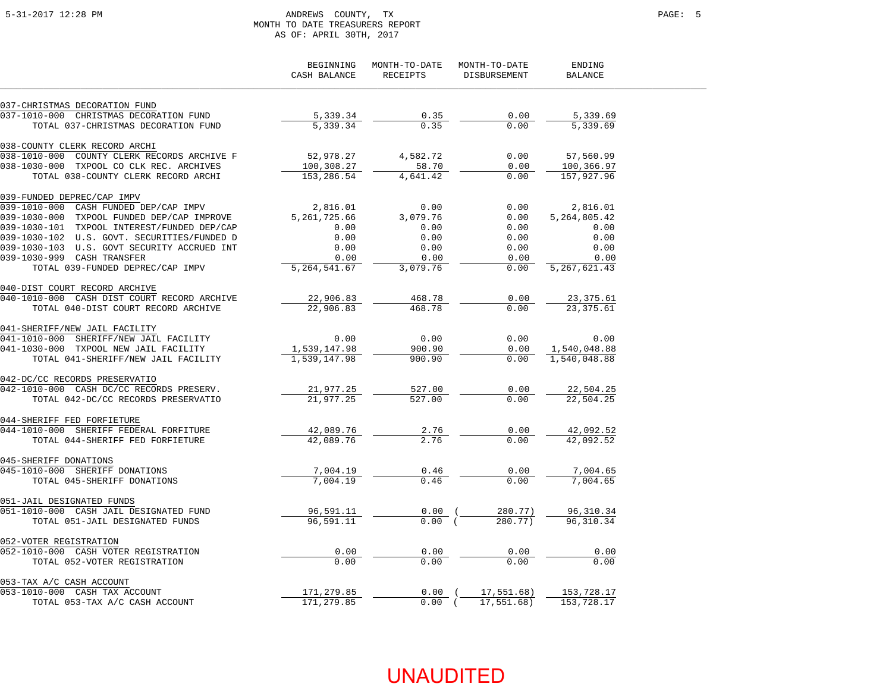ANDREWS COUNTY, TX
MONTH TO DATE TREASURERS REPORT
AS OF: APRIL 30TH, 2017

| | BEGINNING CASH BALANCE | MONTH-TO-DATE RECEIPTS | MONTH-TO-DATE DISBURSEMENT | ENDING BALANCE |
|---|---|---|---|---|
| **037-CHRISTMAS DECORATION FUND** | | | | |
| 037-1010-000 CHRISTMAS DECORATION FUND | 5,339.34 | 0.35 | 0.00 | 5,339.69 |
| TOTAL 037-CHRISTMAS DECORATION FUND | 5,339.34 | 0.35 | 0.00 | 5,339.69 |
| **038-COUNTY CLERK RECORD ARCHI** | | | | |
| 038-1010-000 COUNTY CLERK RECORDS ARCHIVE F | 52,978.27 | 4,582.72 | 0.00 | 57,560.99 |
| 038-1030-000 TXPOOL CO CLK REC. ARCHIVES | 100,308.27 | 58.70 | 0.00 | 100,366.97 |
| TOTAL 038-COUNTY CLERK RECORD ARCHI | 153,286.54 | 4,641.42 | 0.00 | 157,927.96 |
| **039-FUNDED DEPREC/CAP IMPV** | | | | |
| 039-1010-000 CASH FUNDED DEP/CAP IMPV | 2,816.01 | 0.00 | 0.00 | 2,816.01 |
| 039-1030-000 TXPOOL FUNDED DEP/CAP IMPROVE | 5,261,725.66 | 3,079.76 | 0.00 | 5,264,805.42 |
| 039-1030-101 TXPOOL INTEREST/FUNDED DEP/CAP | 0.00 | 0.00 | 0.00 | 0.00 |
| 039-1030-102 U.S. GOVT. SECURITIES/FUNDED D | 0.00 | 0.00 | 0.00 | 0.00 |
| 039-1030-103 U.S. GOVT SECURITY ACCRUED INT | 0.00 | 0.00 | 0.00 | 0.00 |
| 039-1030-999 CASH TRANSFER | 0.00 | 0.00 | 0.00 | 0.00 |
| TOTAL 039-FUNDED DEPREC/CAP IMPV | 5,264,541.67 | 3,079.76 | 0.00 | 5,267,621.43 |
| **040-DIST COURT RECORD ARCHIVE** | | | | |
| 040-1010-000 CASH DIST COURT RECORD ARCHIVE | 22,906.83 | 468.78 | 0.00 | 23,375.61 |
| TOTAL 040-DIST COURT RECORD ARCHIVE | 22,906.83 | 468.78 | 0.00 | 23,375.61 |
| **041-SHERIFF/NEW JAIL FACILITY** | | | | |
| 041-1010-000 SHERIFF/NEW JAIL FACILITY | 0.00 | 0.00 | 0.00 | 0.00 |
| 041-1030-000 TXPOOL NEW JAIL FACILITY | 1,539,147.98 | 900.90 | 0.00 | 1,540,048.88 |
| TOTAL 041-SHERIFF/NEW JAIL FACILITY | 1,539,147.98 | 900.90 | 0.00 | 1,540,048.88 |
| **042-DC/CC RECORDS PRESERVATIO** | | | | |
| 042-1010-000 CASH DC/CC RECORDS PRESERV. | 21,977.25 | 527.00 | 0.00 | 22,504.25 |
| TOTAL 042-DC/CC RECORDS PRESERVATIO | 21,977.25 | 527.00 | 0.00 | 22,504.25 |
| **044-SHERIFF FED FORFIETURE** | | | | |
| 044-1010-000 SHERIFF FEDERAL FORFITURE | 42,089.76 | 2.76 | 0.00 | 42,092.52 |
| TOTAL 044-SHERIFF FED FORFIETURE | 42,089.76 | 2.76 | 0.00 | 42,092.52 |
| **045-SHERIFF DONATIONS** | | | | |
| 045-1010-000 SHERIFF DONATIONS | 7,004.19 | 0.46 | 0.00 | 7,004.65 |
| TOTAL 045-SHERIFF DONATIONS | 7,004.19 | 0.46 | 0.00 | 7,004.65 |
| **051-JAIL DESIGNATED FUNDS** | | | | |
| 051-1010-000 CASH JAIL DESIGNATED FUND | 96,591.11 | 0.00 | ( 280.77) | 96,310.34 |
| TOTAL 051-JAIL DESIGNATED FUNDS | 96,591.11 | 0.00 | ( 280.77) | 96,310.34 |
| **052-VOTER REGISTRATION** | | | | |
| 052-1010-000 CASH VOTER REGISTRATION | 0.00 | 0.00 | 0.00 | 0.00 |
| TOTAL 052-VOTER REGISTRATION | 0.00 | 0.00 | 0.00 | 0.00 |
| **053-TAX A/C CASH ACCOUNT** | | | | |
| 053-1010-000 CASH TAX ACCOUNT | 171,279.85 | 0.00 | ( 17,551.68) | 153,728.17 |
| TOTAL 053-TAX A/C CASH ACCOUNT | 171,279.85 | 0.00 | ( 17,551.68) | 153,728.17 |

UNAUDITED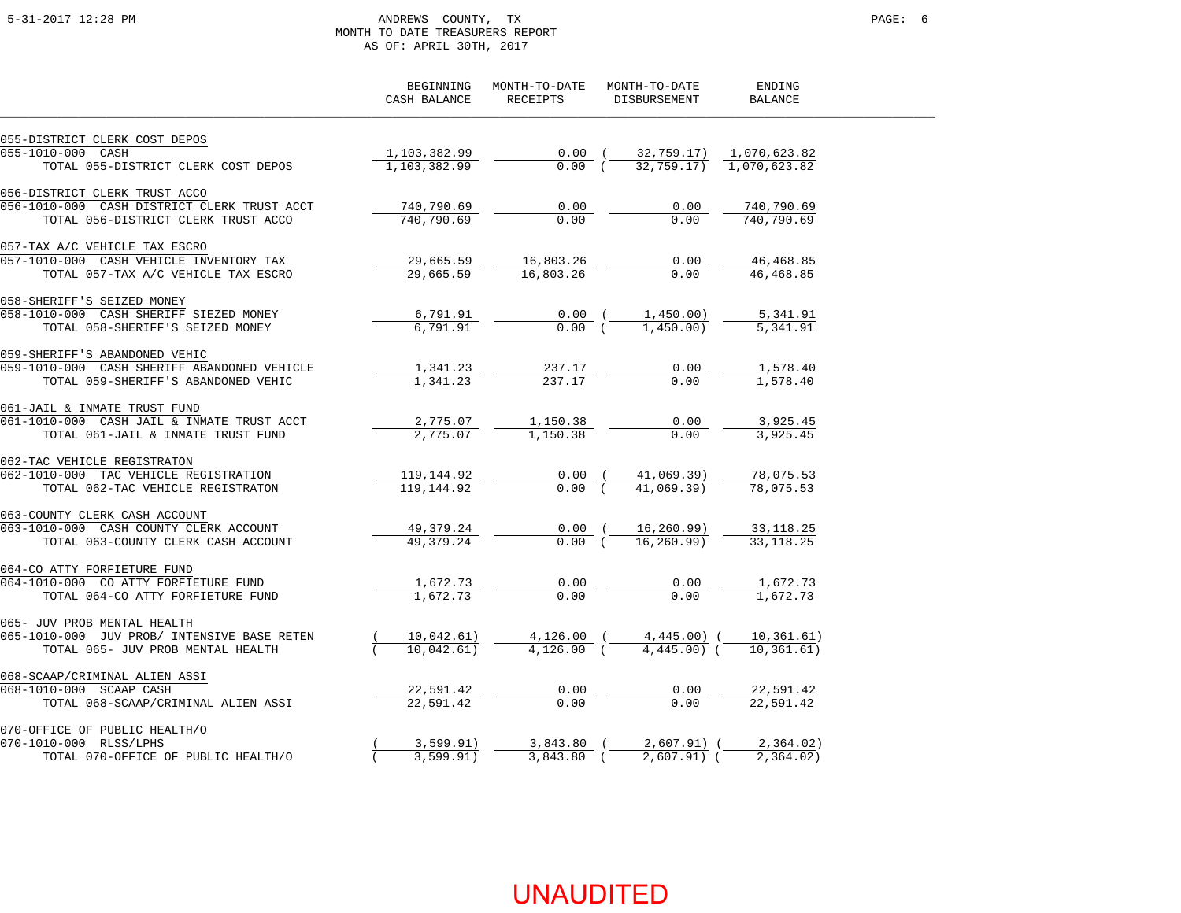ANDREWS COUNTY, TX
MONTH TO DATE TREASURERS REPORT
AS OF: APRIL 30TH, 2017

| | BEGINNING CASH BALANCE | MONTH-TO-DATE RECEIPTS | MONTH-TO-DATE DISBURSEMENT | ENDING BALANCE |
|---|---|---|---|---|
| **055-DISTRICT CLERK COST DEPOS** | | | | |
| 055-1010-000 CASH | 1,103,382.99 | 0.00 | (32,759.17) | 1,070,623.82 |
| TOTAL 055-DISTRICT CLERK COST DEPOS | 1,103,382.99 | 0.00 | (32,759.17) | 1,070,623.82 |
| **056-DISTRICT CLERK TRUST ACCO** | | | | |
| 056-1010-000 CASH DISTRICT CLERK TRUST ACCT | 740,790.69 | 0.00 | 0.00 | 740,790.69 |
| TOTAL 056-DISTRICT CLERK TRUST ACCO | 740,790.69 | 0.00 | 0.00 | 740,790.69 |
| **057-TAX A/C VEHICLE TAX ESCRO** | | | | |
| 057-1010-000 CASH VEHICLE INVENTORY TAX | 29,665.59 | 16,803.26 | 0.00 | 46,468.85 |
| TOTAL 057-TAX A/C VEHICLE TAX ESCRO | 29,665.59 | 16,803.26 | 0.00 | 46,468.85 |
| **058-SHERIFF'S SEIZED MONEY** | | | | |
| 058-1010-000 CASH SHERIFF SIEZED MONEY | 6,791.91 | 0.00 | (1,450.00) | 5,341.91 |
| TOTAL 058-SHERIFF'S SEIZED MONEY | 6,791.91 | 0.00 | (1,450.00) | 5,341.91 |
| **059-SHERIFF'S ABANDONED VEHIC** | | | | |
| 059-1010-000 CASH SHERIFF ABANDONED VEHICLE | 1,341.23 | 237.17 | 0.00 | 1,578.40 |
| TOTAL 059-SHERIFF'S ABANDONED VEHIC | 1,341.23 | 237.17 | 0.00 | 1,578.40 |
| **061-JAIL & INMATE TRUST FUND** | | | | |
| 061-1010-000 CASH JAIL & INMATE TRUST ACCT | 2,775.07 | 1,150.38 | 0.00 | 3,925.45 |
| TOTAL 061-JAIL & INMATE TRUST FUND | 2,775.07 | 1,150.38 | 0.00 | 3,925.45 |
| **062-TAC VEHICLE REGISTRATON** | | | | |
| 062-1010-000 TAC VEHICLE REGISTRATION | 119,144.92 | 0.00 | (41,069.39) | 78,075.53 |
| TOTAL 062-TAC VEHICLE REGISTRATON | 119,144.92 | 0.00 | (41,069.39) | 78,075.53 |
| **063-COUNTY CLERK CASH ACCOUNT** | | | | |
| 063-1010-000 CASH COUNTY CLERK ACCOUNT | 49,379.24 | 0.00 | (16,260.99) | 33,118.25 |
| TOTAL 063-COUNTY CLERK CASH ACCOUNT | 49,379.24 | 0.00 | (16,260.99) | 33,118.25 |
| **064-CO ATTY FORFIETURE FUND** | | | | |
| 064-1010-000 CO ATTY FORFIETURE FUND | 1,672.73 | 0.00 | 0.00 | 1,672.73 |
| TOTAL 064-CO ATTY FORFIETURE FUND | 1,672.73 | 0.00 | 0.00 | 1,672.73 |
| **065- JUV PROB MENTAL HEALTH** | | | | |
| 065-1010-000 JUV PROB/ INTENSIVE BASE RETEN | (10,042.61) | 4,126.00 | (4,445.00) | (10,361.61) |
| TOTAL 065- JUV PROB MENTAL HEALTH | (10,042.61) | 4,126.00 | (4,445.00) | (10,361.61) |
| **068-SCAAP/CRIMINAL ALIEN ASSI** | | | | |
| 068-1010-000 SCAAP CASH | 22,591.42 | 0.00 | 0.00 | 22,591.42 |
| TOTAL 068-SCAAP/CRIMINAL ALIEN ASSI | 22,591.42 | 0.00 | 0.00 | 22,591.42 |
| **070-OFFICE OF PUBLIC HEALTH/O** | | | | |
| 070-1010-000 RLSS/LPHS | (3,599.91) | 3,843.80 | (2,607.91) | (2,364.02) |
| TOTAL 070-OFFICE OF PUBLIC HEALTH/O | (3,599.91) | 3,843.80 | (2,607.91) | (2,364.02) |

UNAUDITED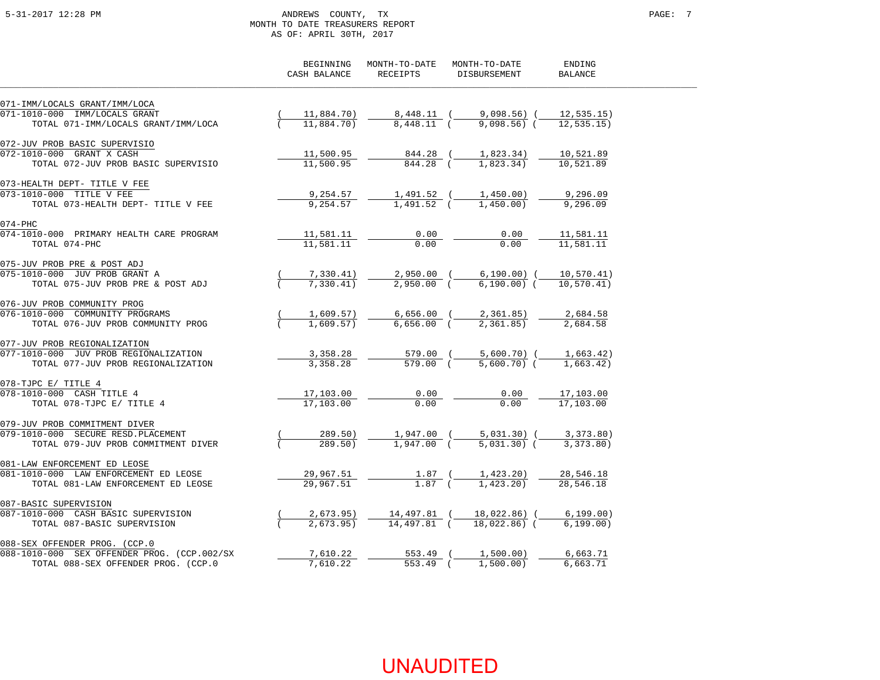ANDREWS COUNTY, TX
MONTH TO DATE TREASURERS REPORT
AS OF: APRIL 30TH, 2017

| | BEGINNING CASH BALANCE | MONTH-TO-DATE RECEIPTS | MONTH-TO-DATE DISBURSEMENT | ENDING BALANCE |
|---|---|---|---|---|
| **071-IMM/LOCALS GRANT/IMM/LOCA** | | | | |
| 071-1010-000 IMM/LOCALS GRANT | (11,884.70) | 8,448.11 | (9,098.56) | (12,535.15) |
| TOTAL 071-IMM/LOCALS GRANT/IMM/LOCA | (11,884.70) | 8,448.11 | (9,098.56) | (12,535.15) |
| **072-JUV PROB BASIC SUPERVISIO** | | | | |
| 072-1010-000 GRANT X CASH | 11,500.95 | 844.28 | (1,823.34) | 10,521.89 |
| TOTAL 072-JUV PROB BASIC SUPERVISIO | 11,500.95 | 844.28 | (1,823.34) | 10,521.89 |
| **073-HEALTH DEPT- TITLE V FEE** | | | | |
| 073-1010-000 TITLE V FEE | 9,254.57 | 1,491.52 | (1,450.00) | 9,296.09 |
| TOTAL 073-HEALTH DEPT- TITLE V FEE | 9,254.57 | 1,491.52 | (1,450.00) | 9,296.09 |
| **074-PHC** | | | | |
| 074-1010-000 PRIMARY HEALTH CARE PROGRAM | 11,581.11 | 0.00 | 0.00 | 11,581.11 |
| TOTAL 074-PHC | 11,581.11 | 0.00 | 0.00 | 11,581.11 |
| **075-JUV PROB PRE & POST ADJ** | | | | |
| 075-1010-000 JUV PROB GRANT A | (7,330.41) | 2,950.00 | (6,190.00) | (10,570.41) |
| TOTAL 075-JUV PROB PRE & POST ADJ | (7,330.41) | 2,950.00 | (6,190.00) | (10,570.41) |
| **076-JUV PROB COMMUNITY PROG** | | | | |
| 076-1010-000 COMMUNITY PROGRAMS | (1,609.57) | 6,656.00 | (2,361.85) | 2,684.58 |
| TOTAL 076-JUV PROB COMMUNITY PROG | (1,609.57) | 6,656.00 | (2,361.85) | 2,684.58 |
| **077-JUV PROB REGIONALIZATION** | | | | |
| 077-1010-000 JUV PROB REGIONALIZATION | 3,358.28 | 579.00 | (5,600.70) | (1,663.42) |
| TOTAL 077-JUV PROB REGIONALIZATION | 3,358.28 | 579.00 | (5,600.70) | (1,663.42) |
| **078-TJPC E/ TITLE 4** | | | | |
| 078-1010-000 CASH TITLE 4 | 17,103.00 | 0.00 | 0.00 | 17,103.00 |
| TOTAL 078-TJPC E/ TITLE 4 | 17,103.00 | 0.00 | 0.00 | 17,103.00 |
| **079-JUV PROB COMMITMENT DIVER** | | | | |
| 079-1010-000 SECURE RESD.PLACEMENT | (289.50) | 1,947.00 | (5,031.30) | (3,373.80) |
| TOTAL 079-JUV PROB COMMITMENT DIVER | (289.50) | 1,947.00 | (5,031.30) | (3,373.80) |
| **081-LAW ENFORCEMENT ED LEOSE** | | | | |
| 081-1010-000 LAW ENFORCEMENT ED LEOSE | 29,967.51 | 1.87 | (1,423.20) | 28,546.18 |
| TOTAL 081-LAW ENFORCEMENT ED LEOSE | 29,967.51 | 1.87 | (1,423.20) | 28,546.18 |
| **087-BASIC SUPERVISION** | | | | |
| 087-1010-000 CASH BASIC SUPERVISION | (2,673.95) | 14,497.81 | (18,022.86) | (6,199.00) |
| TOTAL 087-BASIC SUPERVISION | (2,673.95) | 14,497.81 | (18,022.86) | (6,199.00) |
| **088-SEX OFFENDER PROG. (CCP.0** | | | | |
| 088-1010-000 SEX OFFENDER PROG. (CCP.002/SX | 7,610.22 | 553.49 | (1,500.00) | 6,663.71 |
| TOTAL 088-SEX OFFENDER PROG. (CCP.0 | 7,610.22 | 553.49 | (1,500.00) | 6,663.71 |

UNAUDITED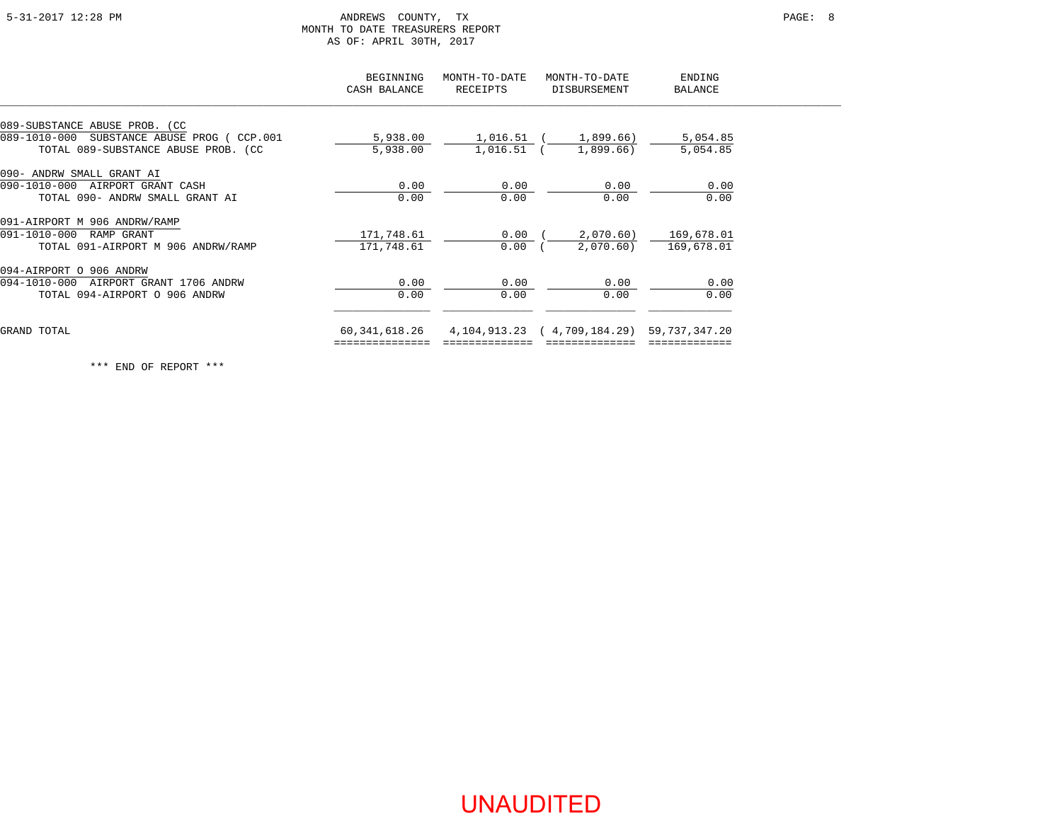ANDREWS COUNTY, TX
MONTH TO DATE TREASURERS REPORT
AS OF: APRIL 30TH, 2017

| | BEGINNING CASH BALANCE | MONTH-TO-DATE RECEIPTS | MONTH-TO-DATE DISBURSEMENT | ENDING BALANCE |
|---|---|---|---|---|
| 089-SUBSTANCE ABUSE PROB. (CC | | | | |
| 089-1010-000 SUBSTANCE ABUSE PROG ( CCP.001 | 5,938.00 | 1,016.51 | (1,899.66) | 5,054.85 |
| TOTAL 089-SUBSTANCE ABUSE PROB. (CC | 5,938.00 | 1,016.51 | (1,899.66) | 5,054.85 |
| 090- ANDRW SMALL GRANT AI | | | | |
| 090-1010-000 AIRPORT GRANT CASH | 0.00 | 0.00 | 0.00 | 0.00 |
| TOTAL 090- ANDRW SMALL GRANT AI | 0.00 | 0.00 | 0.00 | 0.00 |
| 091-AIRPORT M 906 ANDRW/RAMP | | | | |
| 091-1010-000 RAMP GRANT | 171,748.61 | 0.00 | (2,070.60) | 169,678.01 |
| TOTAL 091-AIRPORT M 906 ANDRW/RAMP | 171,748.61 | 0.00 | (2,070.60) | 169,678.01 |
| 094-AIRPORT O 906 ANDRW | | | | |
| 094-1010-000 AIRPORT GRANT 1706 ANDRW | 0.00 | 0.00 | 0.00 | 0.00 |
| TOTAL 094-AIRPORT O 906 ANDRW | 0.00 | 0.00 | 0.00 | 0.00 |
| GRAND TOTAL | 60,341,618.26 | 4,104,913.23 | (4,709,184.29) | 59,737,347.20 |

*** END OF REPORT ***

UNAUDITED